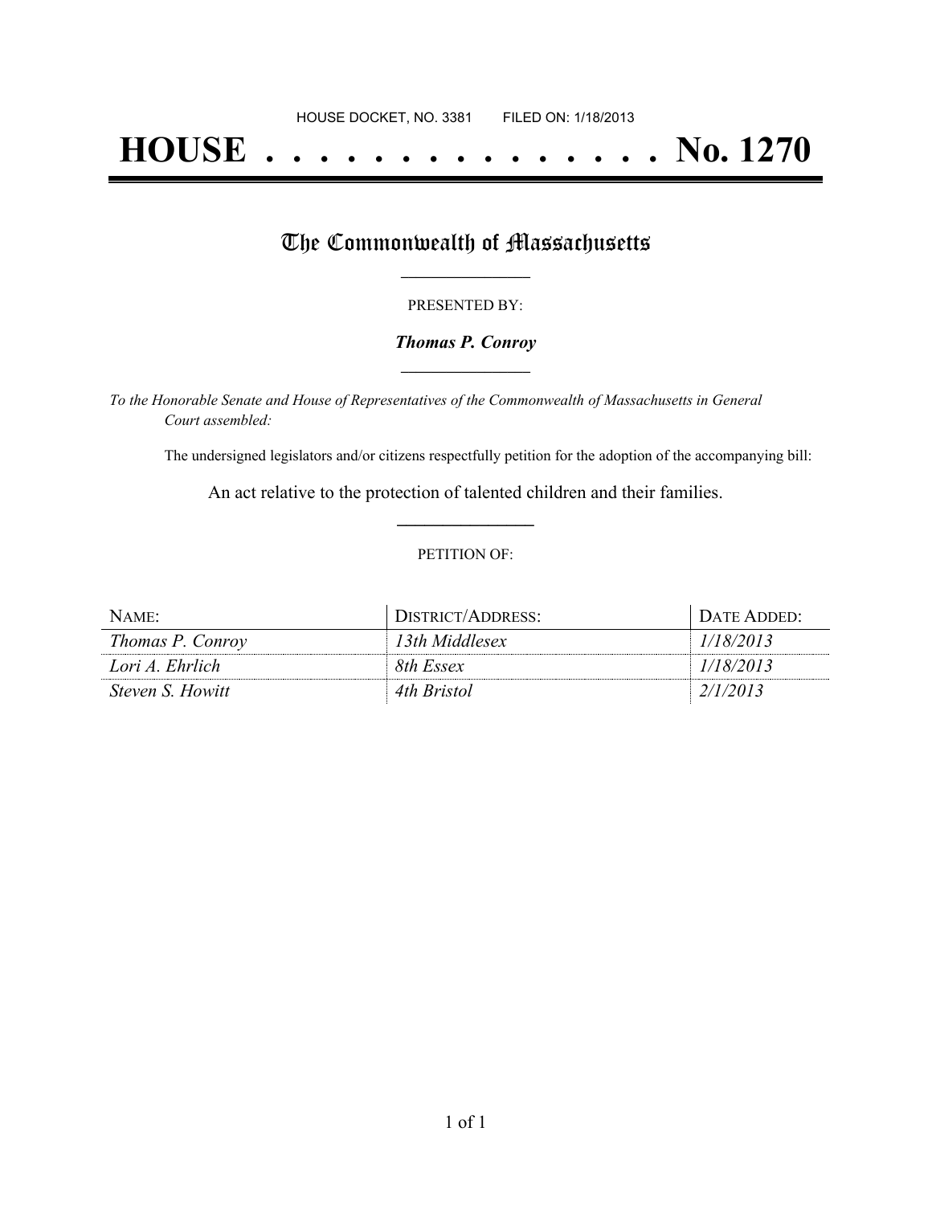HOUSE DOCKET, NO. 3381        FILED ON: 1/18/2013

# HOUSE . . . . . . . . . . . . . . . No. 1270

## The Commonwealth of Massachusetts

PRESENTED BY:

***Thomas P. Conroy***

*To the Honorable Senate and House of Representatives of the Commonwealth of Massachusetts in General Court assembled:*

The undersigned legislators and/or citizens respectfully petition for the adoption of the accompanying bill:

An act relative to the protection of talented children and their families.

PETITION OF:

| NAME: | DISTRICT/ADDRESS: | DATE ADDED: |
| --- | --- | --- |
| *Thomas P. Conroy* | *13th Middlesex* | *1/18/2013* |
| *Lori A. Ehrlich* | *8th Essex* | *1/18/2013* |
| *Steven S. Howitt* | *4th Bristol* | *2/1/2013* |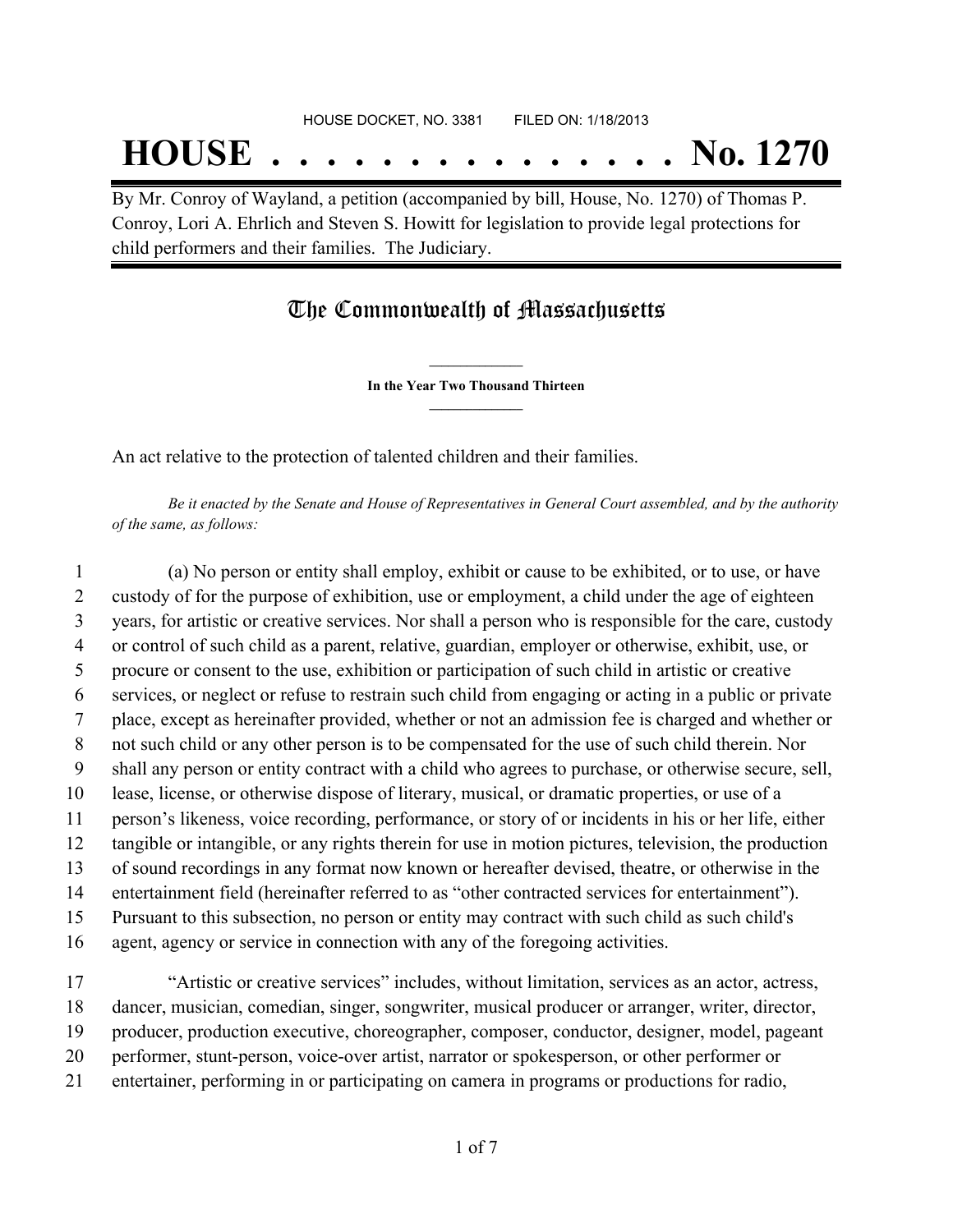HOUSE DOCKET, NO. 3381        FILED ON: 1/18/2013

# HOUSE . . . . . . . . . . . . . . . No. 1270

By Mr. Conroy of Wayland, a petition (accompanied by bill, House, No. 1270) of Thomas P. Conroy, Lori A. Ehrlich and Steven S. Howitt for legislation to provide legal protections for child performers and their families. The Judiciary.

## The Commonwealth of Massachusetts

**In the Year Two Thousand Thirteen**

An act relative to the protection of talented children and their families.

*Be it enacted by the Senate and House of Representatives in General Court assembled, and by the authority of the same, as follows:*

1 (a) No person or entity shall employ, exhibit or cause to be exhibited, or to use, or have
2 custody of for the purpose of exhibition, use or employment, a child under the age of eighteen
3 years, for artistic or creative services. Nor shall a person who is responsible for the care, custody
4 or control of such child as a parent, relative, guardian, employer or otherwise, exhibit, use, or
5 procure or consent to the use, exhibition or participation of such child in artistic or creative
6 services, or neglect or refuse to restrain such child from engaging or acting in a public or private
7 place, except as hereinafter provided, whether or not an admission fee is charged and whether or
8 not such child or any other person is to be compensated for the use of such child therein. Nor
9 shall any person or entity contract with a child who agrees to purchase, or otherwise secure, sell,
10 lease, license, or otherwise dispose of literary, musical, or dramatic properties, or use of a
11 person's likeness, voice recording, performance, or story of or incidents in his or her life, either
12 tangible or intangible, or any rights therein for use in motion pictures, television, the production
13 of sound recordings in any format now known or hereafter devised, theatre, or otherwise in the
14 entertainment field (hereinafter referred to as "other contracted services for entertainment").
15 Pursuant to this subsection, no person or entity may contract with such child as such child's
16 agent, agency or service in connection with any of the foregoing activities.

17 "Artistic or creative services" includes, without limitation, services as an actor, actress,
18 dancer, musician, comedian, singer, songwriter, musical producer or arranger, writer, director,
19 producer, production executive, choreographer, composer, conductor, designer, model, pageant
20 performer, stunt-person, voice-over artist, narrator or spokesperson, or other performer or
21 entertainer, performing in or participating on camera in programs or productions for radio,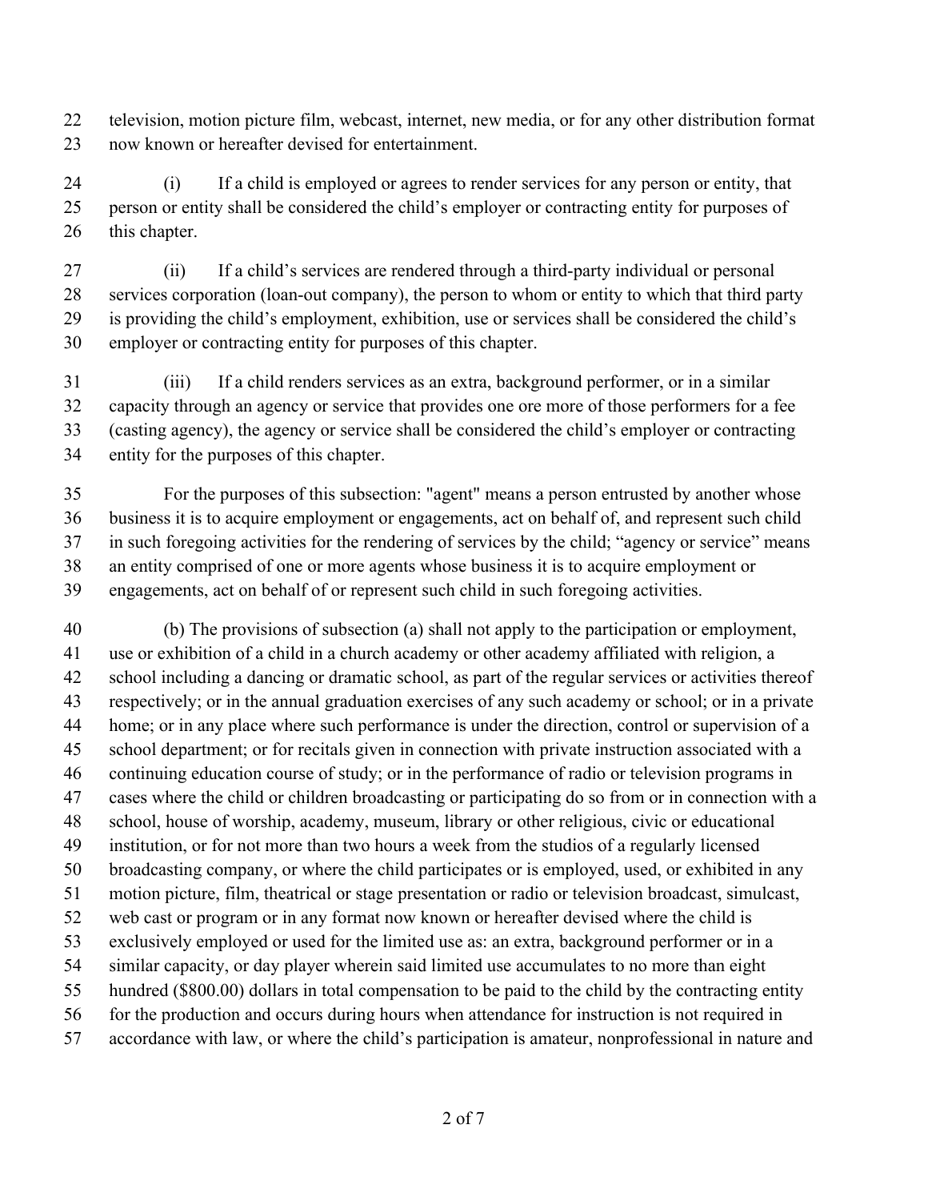television, motion picture film, webcast, internet, new media, or for any other distribution format now known or hereafter devised for entertainment.

(i) If a child is employed or agrees to render services for any person or entity, that person or entity shall be considered the child's employer or contracting entity for purposes of this chapter.

(ii) If a child's services are rendered through a third-party individual or personal services corporation (loan-out company), the person to whom or entity to which that third party is providing the child's employment, exhibition, use or services shall be considered the child's employer or contracting entity for purposes of this chapter.

(iii) If a child renders services as an extra, background performer, or in a similar capacity through an agency or service that provides one ore more of those performers for a fee (casting agency), the agency or service shall be considered the child's employer or contracting entity for the purposes of this chapter.

For the purposes of this subsection: "agent" means a person entrusted by another whose business it is to acquire employment or engagements, act on behalf of, and represent such child in such foregoing activities for the rendering of services by the child; "agency or service" means an entity comprised of one or more agents whose business it is to acquire employment or engagements, act on behalf of or represent such child in such foregoing activities.

(b) The provisions of subsection (a) shall not apply to the participation or employment, use or exhibition of a child in a church academy or other academy affiliated with religion, a school including a dancing or dramatic school, as part of the regular services or activities thereof respectively; or in the annual graduation exercises of any such academy or school; or in a private home; or in any place where such performance is under the direction, control or supervision of a school department; or for recitals given in connection with private instruction associated with a continuing education course of study; or in the performance of radio or television programs in cases where the child or children broadcasting or participating do so from or in connection with a school, house of worship, academy, museum, library or other religious, civic or educational institution, or for not more than two hours a week from the studios of a regularly licensed broadcasting company, or where the child participates or is employed, used, or exhibited in any motion picture, film, theatrical or stage presentation or radio or television broadcast, simulcast, web cast or program or in any format now known or hereafter devised where the child is exclusively employed or used for the limited use as: an extra, background performer or in a similar capacity, or day player wherein said limited use accumulates to no more than eight hundred ($800.00) dollars in total compensation to be paid to the child by the contracting entity for the production and occurs during hours when attendance for instruction is not required in accordance with law, or where the child's participation is amateur, nonprofessional in nature and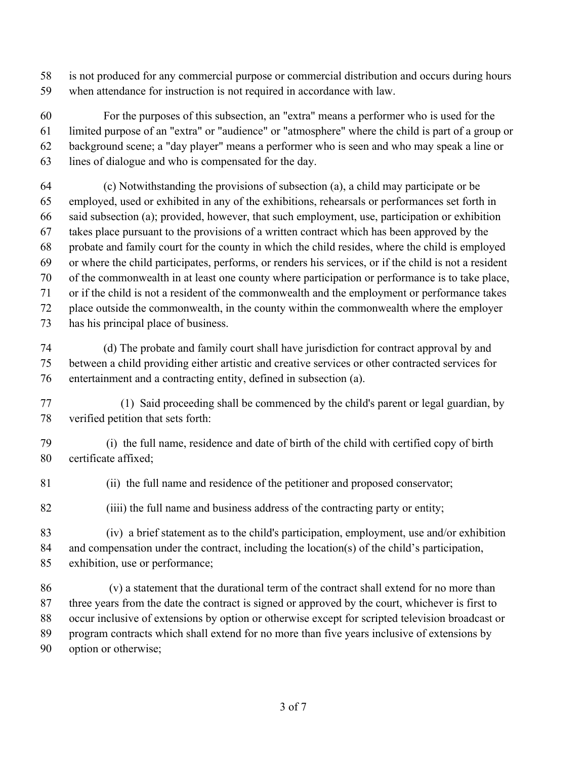is not produced for any commercial purpose or commercial distribution and occurs during hours when attendance for instruction is not required in accordance with law.

For the purposes of this subsection, an "extra" means a performer who is used for the limited purpose of an "extra" or "audience" or "atmosphere" where the child is part of a group or background scene; a "day player" means a performer who is seen and who may speak a line or lines of dialogue and who is compensated for the day.

(c) Notwithstanding the provisions of subsection (a), a child may participate or be employed, used or exhibited in any of the exhibitions, rehearsals or performances set forth in said subsection (a); provided, however, that such employment, use, participation or exhibition takes place pursuant to the provisions of a written contract which has been approved by the probate and family court for the county in which the child resides, where the child is employed or where the child participates, performs, or renders his services, or if the child is not a resident of the commonwealth in at least one county where participation or performance is to take place, or if the child is not a resident of the commonwealth and the employment or performance takes place outside the commonwealth, in the county within the commonwealth where the employer has his principal place of business.

(d) The probate and family court shall have jurisdiction for contract approval by and between a child providing either artistic and creative services or other contracted services for entertainment and a contracting entity, defined in subsection (a).

(1) Said proceeding shall be commenced by the child's parent or legal guardian, by verified petition that sets forth:

(i) the full name, residence and date of birth of the child with certified copy of birth certificate affixed;

(ii) the full name and residence of the petitioner and proposed conservator;

(iiii) the full name and business address of the contracting party or entity;

(iv) a brief statement as to the child's participation, employment, use and/or exhibition and compensation under the contract, including the location(s) of the child's participation, exhibition, use or performance;

(v) a statement that the durational term of the contract shall extend for no more than three years from the date the contract is signed or approved by the court, whichever is first to occur inclusive of extensions by option or otherwise except for scripted television broadcast or program contracts which shall extend for no more than five years inclusive of extensions by option or otherwise;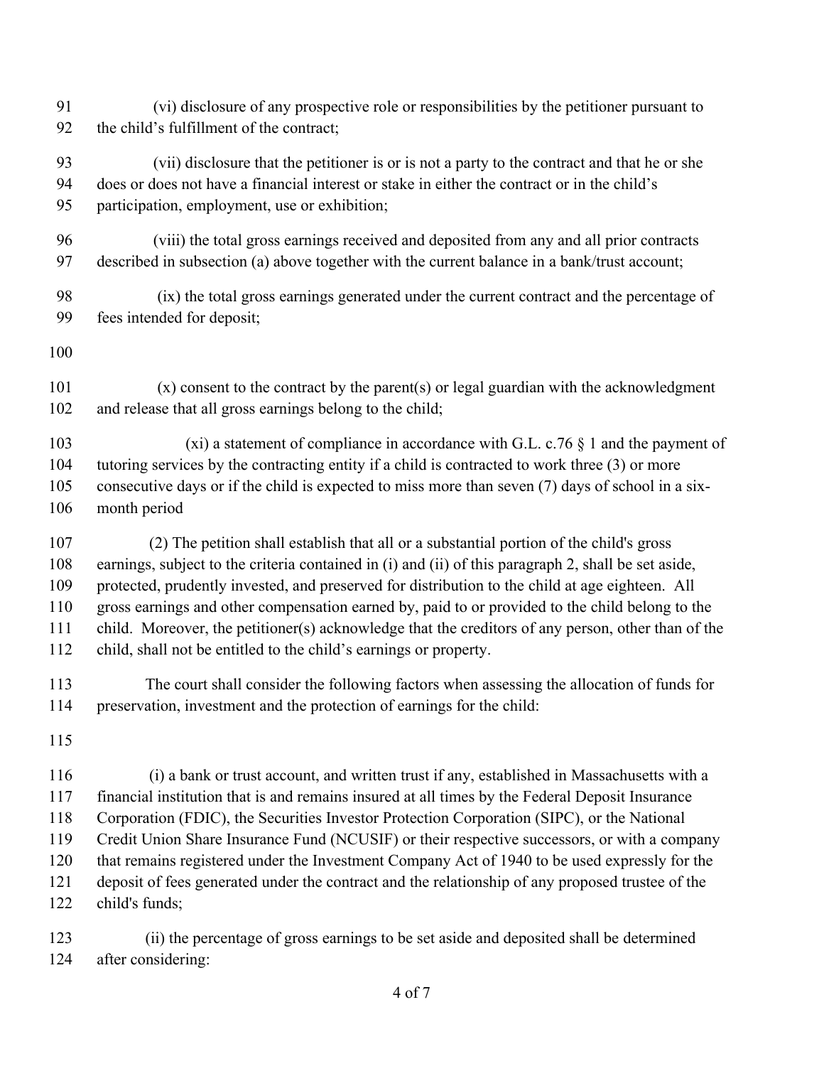(vi) disclosure of any prospective role or responsibilities by the petitioner pursuant to the child's fulfillment of the contract;

(vii) disclosure that the petitioner is or is not a party to the contract and that he or she does or does not have a financial interest or stake in either the contract or in the child's participation, employment, use or exhibition;

(viii) the total gross earnings received and deposited from any and all prior contracts described in subsection (a) above together with the current balance in a bank/trust account;

(ix) the total gross earnings generated under the current contract and the percentage of fees intended for deposit;

(x) consent to the contract by the parent(s) or legal guardian with the acknowledgment and release that all gross earnings belong to the child;

(xi) a statement of compliance in accordance with G.L. c.76 § 1 and the payment of tutoring services by the contracting entity if a child is contracted to work three (3) or more consecutive days or if the child is expected to miss more than seven (7) days of school in a six-month period

(2) The petition shall establish that all or a substantial portion of the child's gross earnings, subject to the criteria contained in (i) and (ii) of this paragraph 2, shall be set aside, protected, prudently invested, and preserved for distribution to the child at age eighteen. All gross earnings and other compensation earned by, paid to or provided to the child belong to the child. Moreover, the petitioner(s) acknowledge that the creditors of any person, other than of the child, shall not be entitled to the child's earnings or property.

The court shall consider the following factors when assessing the allocation of funds for preservation, investment and the protection of earnings for the child:

(i) a bank or trust account, and written trust if any, established in Massachusetts with a financial institution that is and remains insured at all times by the Federal Deposit Insurance Corporation (FDIC), the Securities Investor Protection Corporation (SIPC), or the National Credit Union Share Insurance Fund (NCUSIF) or their respective successors, or with a company that remains registered under the Investment Company Act of 1940 to be used expressly for the deposit of fees generated under the contract and the relationship of any proposed trustee of the child's funds;

(ii) the percentage of gross earnings to be set aside and deposited shall be determined after considering: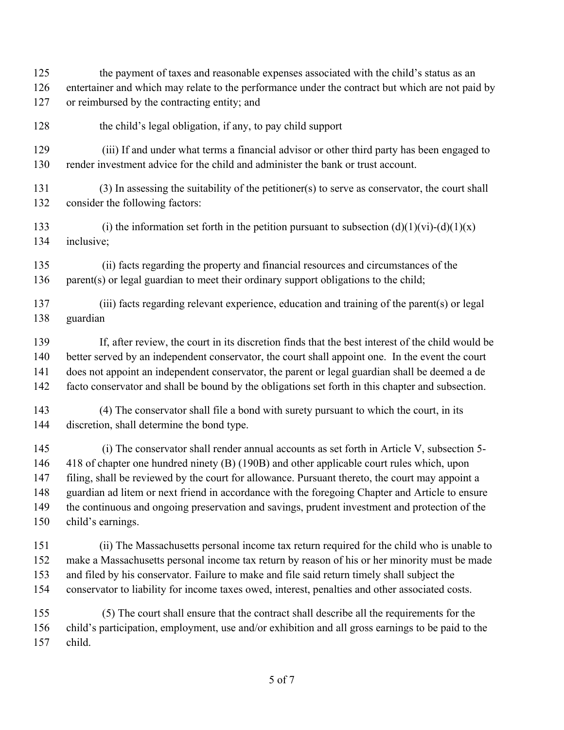the payment of taxes and reasonable expenses associated with the child's status as an entertainer and which may relate to the performance under the contract but which are not paid by or reimbursed by the contracting entity; and

the child's legal obligation, if any, to pay child support

(iii) If and under what terms a financial advisor or other third party has been engaged to render investment advice for the child and administer the bank or trust account.

(3) In assessing the suitability of the petitioner(s) to serve as conservator, the court shall consider the following factors:

(i) the information set forth in the petition pursuant to subsection (d)(1)(vi)-(d)(1)(x) inclusive;

(ii) facts regarding the property and financial resources and circumstances of the parent(s) or legal guardian to meet their ordinary support obligations to the child;

(iii) facts regarding relevant experience, education and training of the parent(s) or legal guardian

If, after review, the court in its discretion finds that the best interest of the child would be better served by an independent conservator, the court shall appoint one. In the event the court does not appoint an independent conservator, the parent or legal guardian shall be deemed a de facto conservator and shall be bound by the obligations set forth in this chapter and subsection.

(4) The conservator shall file a bond with surety pursuant to which the court, in its discretion, shall determine the bond type.

(i) The conservator shall render annual accounts as set forth in Article V, subsection 5-418 of chapter one hundred ninety (B) (190B) and other applicable court rules which, upon filing, shall be reviewed by the court for allowance. Pursuant thereto, the court may appoint a guardian ad litem or next friend in accordance with the foregoing Chapter and Article to ensure the continuous and ongoing preservation and savings, prudent investment and protection of the child's earnings.

(ii) The Massachusetts personal income tax return required for the child who is unable to make a Massachusetts personal income tax return by reason of his or her minority must be made and filed by his conservator. Failure to make and file said return timely shall subject the conservator to liability for income taxes owed, interest, penalties and other associated costs.

(5) The court shall ensure that the contract shall describe all the requirements for the child's participation, employment, use and/or exhibition and all gross earnings to be paid to the child.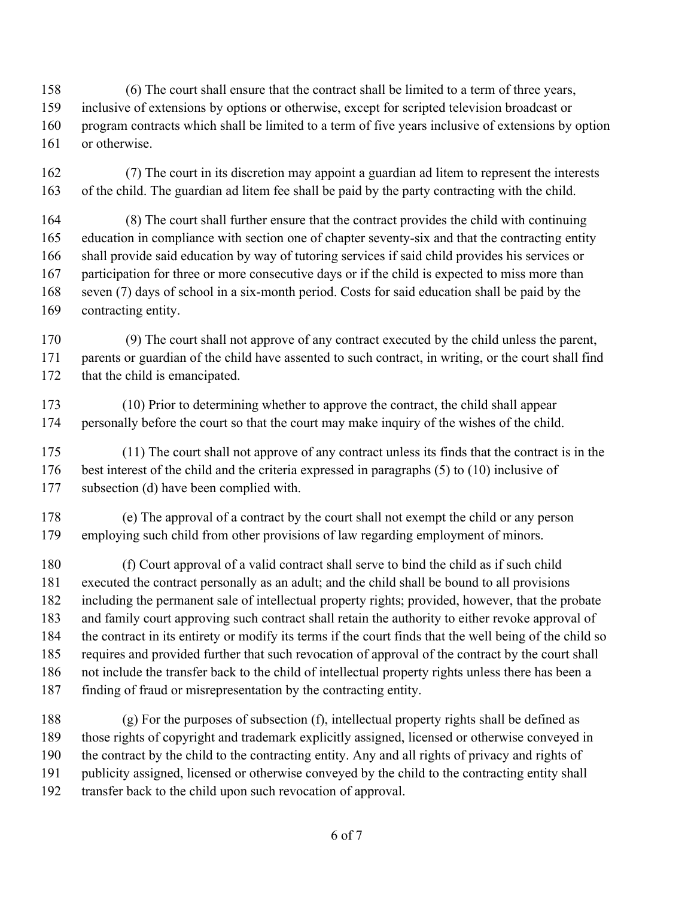(6) The court shall ensure that the contract shall be limited to a term of three years, inclusive of extensions by options or otherwise, except for scripted television broadcast or program contracts which shall be limited to a term of five years inclusive of extensions by option or otherwise.

(7) The court in its discretion may appoint a guardian ad litem to represent the interests of the child. The guardian ad litem fee shall be paid by the party contracting with the child.

(8) The court shall further ensure that the contract provides the child with continuing education in compliance with section one of chapter seventy-six and that the contracting entity shall provide said education by way of tutoring services if said child provides his services or participation for three or more consecutive days or if the child is expected to miss more than seven (7) days of school in a six-month period. Costs for said education shall be paid by the contracting entity.

(9) The court shall not approve of any contract executed by the child unless the parent, parents or guardian of the child have assented to such contract, in writing, or the court shall find that the child is emancipated.

(10) Prior to determining whether to approve the contract, the child shall appear personally before the court so that the court may make inquiry of the wishes of the child.

(11) The court shall not approve of any contract unless its finds that the contract is in the best interest of the child and the criteria expressed in paragraphs (5) to (10) inclusive of subsection (d) have been complied with.

(e) The approval of a contract by the court shall not exempt the child or any person employing such child from other provisions of law regarding employment of minors.

(f) Court approval of a valid contract shall serve to bind the child as if such child executed the contract personally as an adult; and the child shall be bound to all provisions including the permanent sale of intellectual property rights; provided, however, that the probate and family court approving such contract shall retain the authority to either revoke approval of the contract in its entirety or modify its terms if the court finds that the well being of the child so requires and provided further that such revocation of approval of the contract by the court shall not include the transfer back to the child of intellectual property rights unless there has been a finding of fraud or misrepresentation by the contracting entity.

(g) For the purposes of subsection (f), intellectual property rights shall be defined as those rights of copyright and trademark explicitly assigned, licensed or otherwise conveyed in the contract by the child to the contracting entity. Any and all rights of privacy and rights of publicity assigned, licensed or otherwise conveyed by the child to the contracting entity shall transfer back to the child upon such revocation of approval.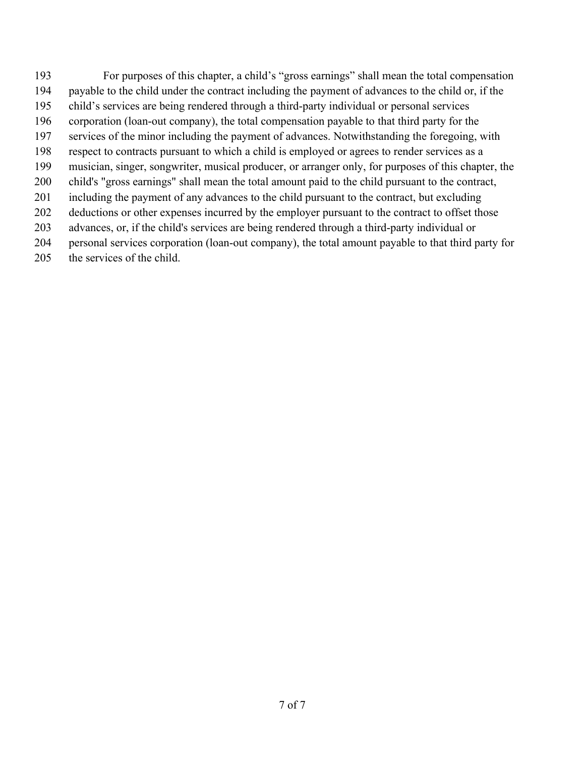For purposes of this chapter, a child’s “gross earnings” shall mean the total compensation payable to the child under the contract including the payment of advances to the child or, if the child’s services are being rendered through a third-party individual or personal services corporation (loan-out company), the total compensation payable to that third party for the services of the minor including the payment of advances. Notwithstanding the foregoing, with respect to contracts pursuant to which a child is employed or agrees to render services as a musician, singer, songwriter, musical producer, or arranger only, for purposes of this chapter, the child's "gross earnings" shall mean the total amount paid to the child pursuant to the contract, including the payment of any advances to the child pursuant to the contract, but excluding deductions or other expenses incurred by the employer pursuant to the contract to offset those advances, or, if the child's services are being rendered through a third-party individual or personal services corporation (loan-out company), the total amount payable to that third party for the services of the child.